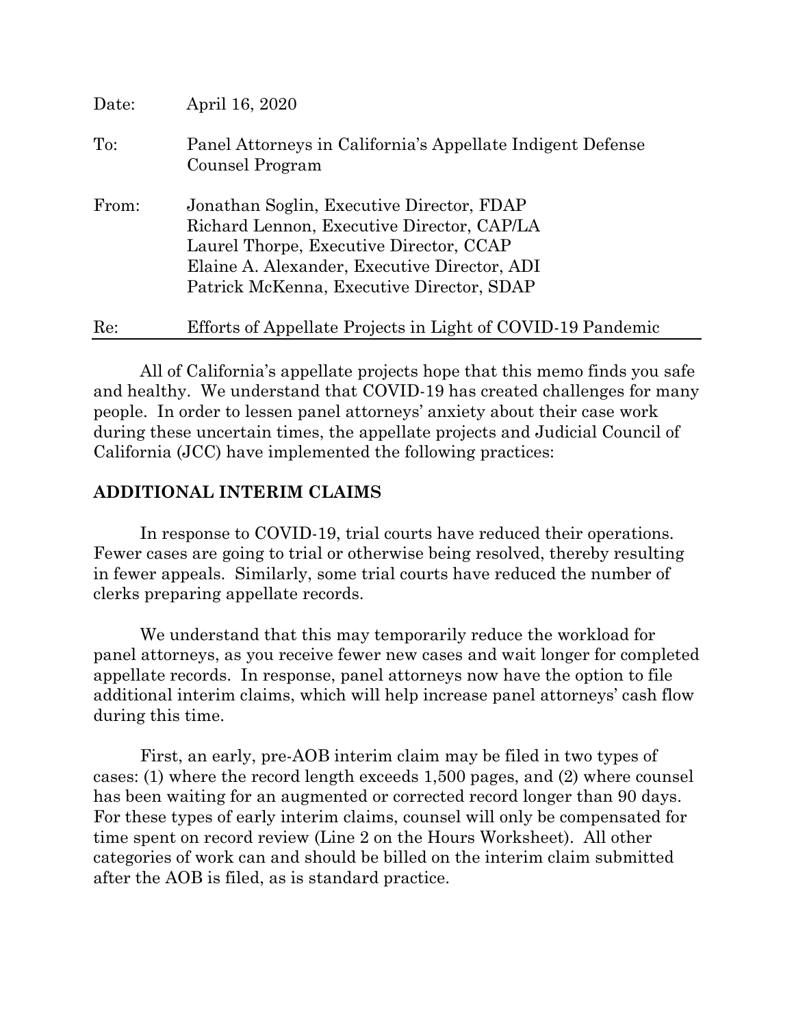| | |
|---|---|
| Date: | April 16, 2020 |
| To: | Panel Attorneys in California's Appellate Indigent Defense Counsel Program |
| From: | Jonathan Soglin, Executive Director, FDAP<br>Richard Lennon, Executive Director, CAP/LA<br>Laurel Thorpe, Executive Director, CCAP<br>Elaine A. Alexander, Executive Director, ADI<br>Patrick McKenna, Executive Director, SDAP |
| Re: | Efforts of Appellate Projects in Light of COVID-19 Pandemic |

All of California's appellate projects hope that this memo finds you safe and healthy. We understand that COVID-19 has created challenges for many people. In order to lessen panel attorneys' anxiety about their case work during these uncertain times, the appellate projects and Judicial Council of California (JCC) have implemented the following practices:

## ADDITIONAL INTERIM CLAIMS

In response to COVID-19, trial courts have reduced their operations. Fewer cases are going to trial or otherwise being resolved, thereby resulting in fewer appeals. Similarly, some trial courts have reduced the number of clerks preparing appellate records.

We understand that this may temporarily reduce the workload for panel attorneys, as you receive fewer new cases and wait longer for completed appellate records. In response, panel attorneys now have the option to file additional interim claims, which will help increase panel attorneys' cash flow during this time.

First, an early, pre-AOB interim claim may be filed in two types of cases: (1) where the record length exceeds 1,500 pages, and (2) where counsel has been waiting for an augmented or corrected record longer than 90 days. For these types of early interim claims, counsel will only be compensated for time spent on record review (Line 2 on the Hours Worksheet). All other categories of work can and should be billed on the interim claim submitted after the AOB is filed, as is standard practice.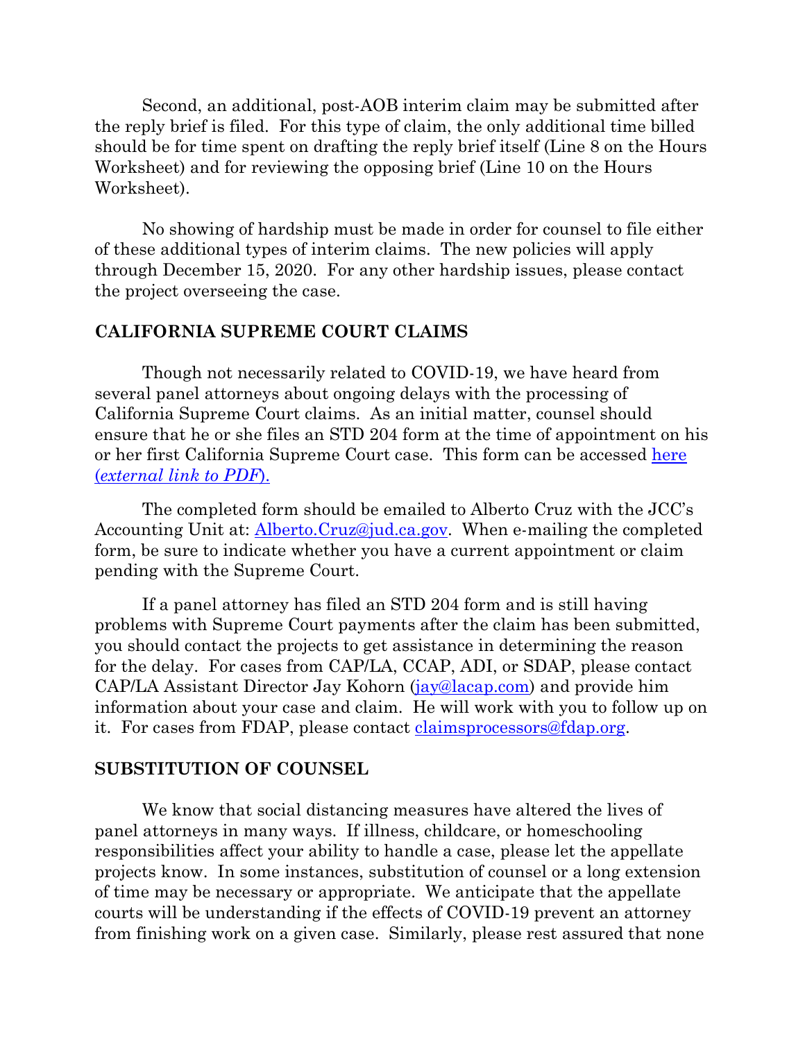Second, an additional, post-AOB interim claim may be submitted after the reply brief is filed. For this type of claim, the only additional time billed should be for time spent on drafting the reply brief itself (Line 8 on the Hours Worksheet) and for reviewing the opposing brief (Line 10 on the Hours Worksheet).

No showing of hardship must be made in order for counsel to file either of these additional types of interim claims. The new policies will apply through December 15, 2020. For any other hardship issues, please contact the project overseeing the case.

## CALIFORNIA SUPREME COURT CLAIMS

Though not necessarily related to COVID-19, we have heard from several panel attorneys about ongoing delays with the processing of California Supreme Court claims. As an initial matter, counsel should ensure that he or she files an STD 204 form at the time of appointment on his or her first California Supreme Court case. This form can be accessed here *(external link to PDF)*.

The completed form should be emailed to Alberto Cruz with the JCC's Accounting Unit at: Alberto.Cruz@jud.ca.gov. When e-mailing the completed form, be sure to indicate whether you have a current appointment or claim pending with the Supreme Court.

If a panel attorney has filed an STD 204 form and is still having problems with Supreme Court payments after the claim has been submitted, you should contact the projects to get assistance in determining the reason for the delay. For cases from CAP/LA, CCAP, ADI, or SDAP, please contact CAP/LA Assistant Director Jay Kohorn (jay@lacap.com) and provide him information about your case and claim. He will work with you to follow up on it. For cases from FDAP, please contact claimsprocessors@fdap.org.

## SUBSTITUTION OF COUNSEL

We know that social distancing measures have altered the lives of panel attorneys in many ways. If illness, childcare, or homeschooling responsibilities affect your ability to handle a case, please let the appellate projects know. In some instances, substitution of counsel or a long extension of time may be necessary or appropriate. We anticipate that the appellate courts will be understanding if the effects of COVID-19 prevent an attorney from finishing work on a given case. Similarly, please rest assured that none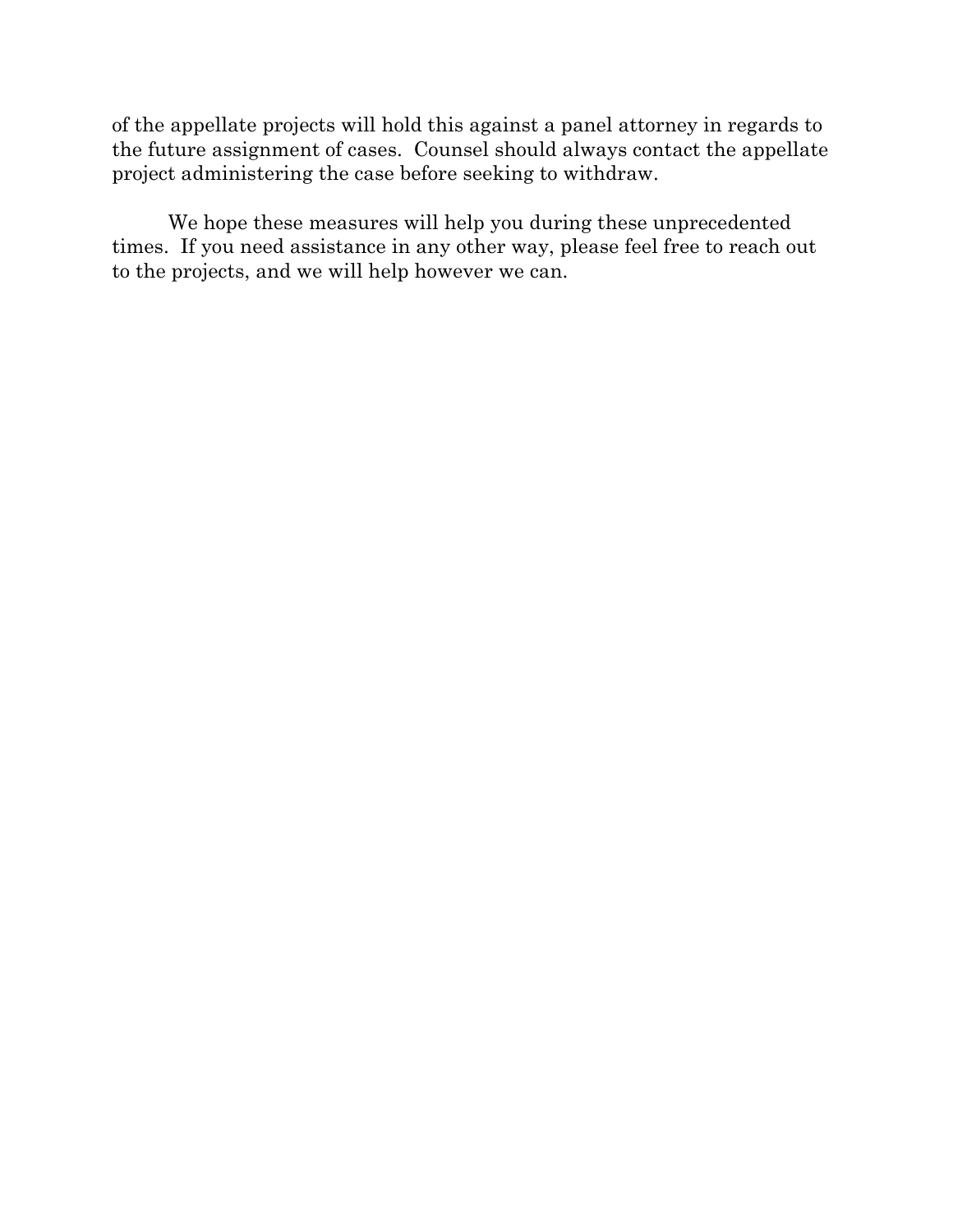of the appellate projects will hold this against a panel attorney in regards to the future assignment of cases. Counsel should always contact the appellate project administering the case before seeking to withdraw.

We hope these measures will help you during these unprecedented times. If you need assistance in any other way, please feel free to reach out to the projects, and we will help however we can.